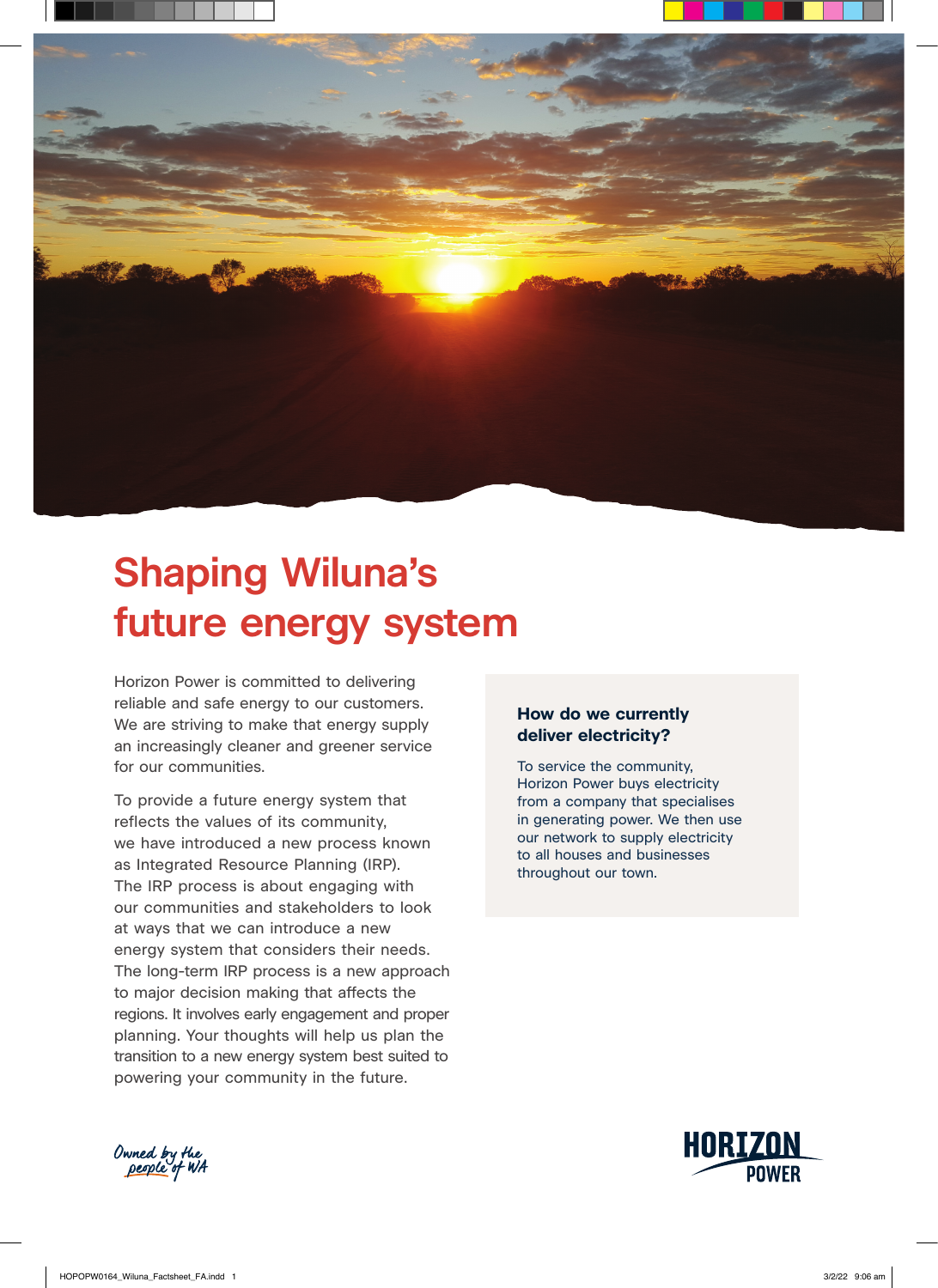# Shaping Wiluna's future energy system

Horizon Power is committed to delivering reliable and safe energy to our customers. We are striving to make that energy supply an increasingly cleaner and greener service for our communities.

To provide a future energy system that reflects the values of its community, we have introduced a new process known as Integrated Resource Planning (IRP). The IRP process is about engaging with our communities and stakeholders to look at ways that we can introduce a new energy system that considers their needs. The long-term IRP process is a new approach to major decision making that affects the regions. It involves early engagement and proper planning. Your thoughts will help us plan the transition to a new energy system best suited to powering your community in the future.

### How do we currently deliver electricity?

To service the community, Horizon Power buys electricity from a company that specialises in generating power. We then use our network to supply electricity to all houses and businesses throughout our town.

*Owned by the people of WA*

HORIZON POWER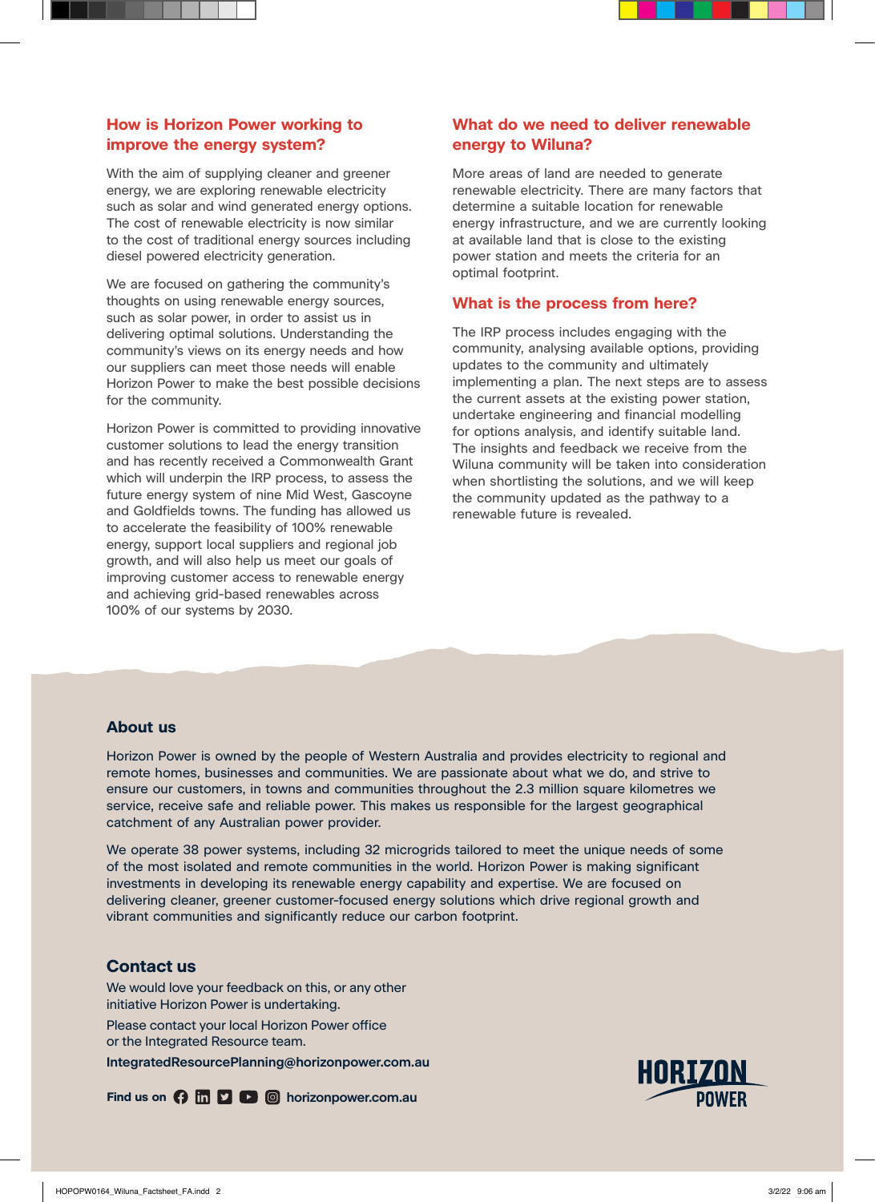## How is Horizon Power working to improve the energy system?

With the aim of supplying cleaner and greener energy, we are exploring renewable electricity such as solar and wind generated energy options. The cost of renewable electricity is now similar to the cost of traditional energy sources including diesel powered electricity generation.

We are focused on gathering the community's thoughts on using renewable energy sources, such as solar power, in order to assist us in delivering optimal solutions. Understanding the community's views on its energy needs and how our suppliers can meet those needs will enable Horizon Power to make the best possible decisions for the community.

Horizon Power is committed to providing innovative customer solutions to lead the energy transition and has recently received a Commonwealth Grant which will underpin the IRP process, to assess the future energy system of nine Mid West, Gascoyne and Goldfields towns. The funding has allowed us to accelerate the feasibility of 100% renewable energy, support local suppliers and regional job growth, and will also help us meet our goals of improving customer access to renewable energy and achieving grid-based renewables across 100% of our systems by 2030.

## What do we need to deliver renewable energy to Wiluna?

More areas of land are needed to generate renewable electricity. There are many factors that determine a suitable location for renewable energy infrastructure, and we are currently looking at available land that is close to the existing power station and meets the criteria for an optimal footprint.

## What is the process from here?

The IRP process includes engaging with the community, analysing available options, providing updates to the community and ultimately implementing a plan. The next steps are to assess the current assets at the existing power station, undertake engineering and financial modelling for options analysis, and identify suitable land. The insights and feedback we receive from the Wiluna community will be taken into consideration when shortlisting the solutions, and we will keep the community updated as the pathway to a renewable future is revealed.

## About us

Horizon Power is owned by the people of Western Australia and provides electricity to regional and remote homes, businesses and communities. We are passionate about what we do, and strive to ensure our customers, in towns and communities throughout the 2.3 million square kilometres we service, receive safe and reliable power. This makes us responsible for the largest geographical catchment of any Australian power provider.

We operate 38 power systems, including 32 microgrids tailored to meet the unique needs of some of the most isolated and remote communities in the world. Horizon Power is making significant investments in developing its renewable energy capability and expertise. We are focused on delivering cleaner, greener customer-focused energy solutions which drive regional growth and vibrant communities and significantly reduce our carbon footprint.

## Contact us

We would love your feedback on this, or any other initiative Horizon Power is undertaking.

Please contact your local Horizon Power office or the Integrated Resource team.

**IntegratedResourcePlanning@horizonpower.com.au**

**Find us on** **horizonpower.com.au**

HORIZON POWER